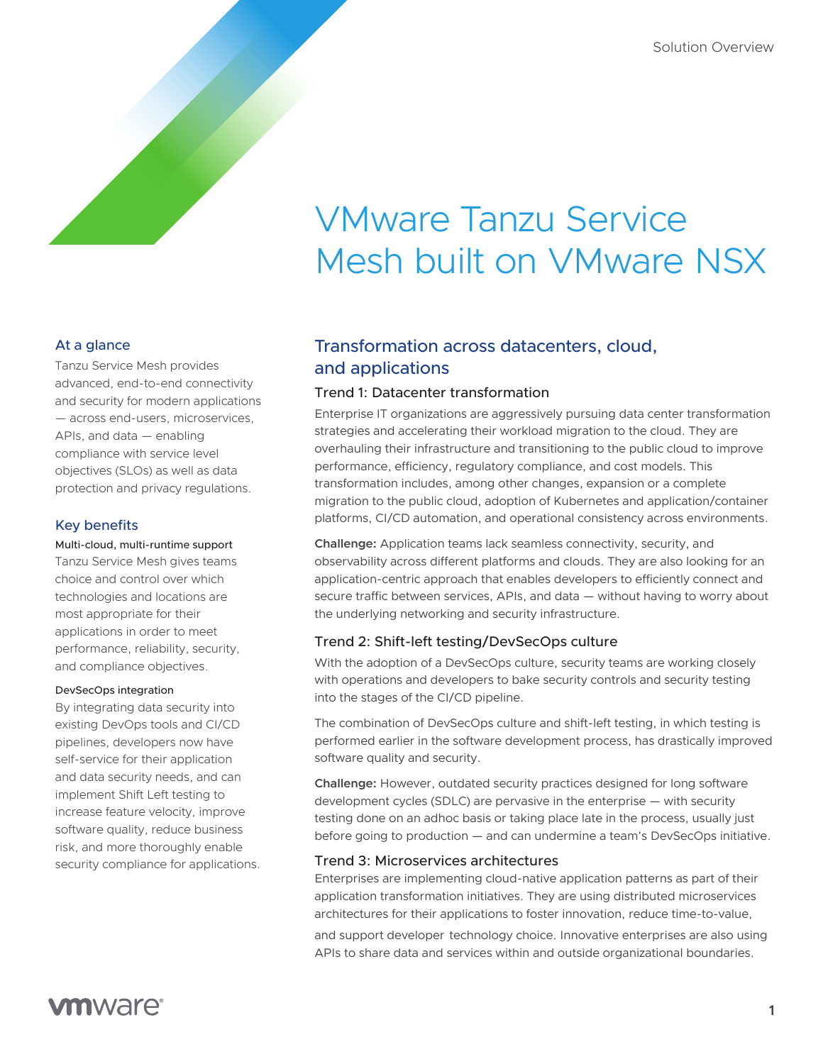# VMware Tanzu Service Mesh built on VMware NSX

## At a glance

Tanzu Service Mesh provides advanced, end-to-end connectivity and security for modern applications — across end-users, microservices, APIs, and data — enabling compliance with service level objectives (SLOs) as well as data protection and privacy regulations.

## Key benefits

**Multi-cloud, multi-runtime support**

Tanzu Service Mesh gives teams choice and control over which technologies and locations are most appropriate for their applications in order to meet performance, reliability, security, and compliance objectives.

**DevSecOps integration**

By integrating data security into existing DevOps tools and CI/CD pipelines, developers now have self-service for their application and data security needs, and can implement Shift Left testing to increase feature velocity, improve software quality, reduce business risk, and more thoroughly enable security compliance for applications.

## Transformation across datacenters, cloud, and applications

### Trend 1: Datacenter transformation

Enterprise IT organizations are aggressively pursuing data center transformation strategies and accelerating their workload migration to the cloud. They are overhauling their infrastructure and transitioning to the public cloud to improve performance, efficiency, regulatory compliance, and cost models. This transformation includes, among other changes, expansion or a complete migration to the public cloud, adoption of Kubernetes and application/container platforms, CI/CD automation, and operational consistency across environments.

**Challenge:** Application teams lack seamless connectivity, security, and observability across different platforms and clouds. They are also looking for an application-centric approach that enables developers to efficiently connect and secure traffic between services, APIs, and data — without having to worry about the underlying networking and security infrastructure.

### Trend 2: Shift-left testing/DevSecOps culture

With the adoption of a DevSecOps culture, security teams are working closely with operations and developers to bake security controls and security testing into the stages of the CI/CD pipeline.

The combination of DevSecOps culture and shift-left testing, in which testing is performed earlier in the software development process, has drastically improved software quality and security.

**Challenge:** However, outdated security practices designed for long software development cycles (SDLC) are pervasive in the enterprise — with security testing done on an adhoc basis or taking place late in the process, usually just before going to production — and can undermine a team's DevSecOps initiative.

### Trend 3: Microservices architectures

Enterprises are implementing cloud-native application patterns as part of their application transformation initiatives. They are using distributed microservices architectures for their applications to foster innovation, reduce time-to-value, and support developer technology choice. Innovative enterprises are also using APIs to share data and services within and outside organizational boundaries.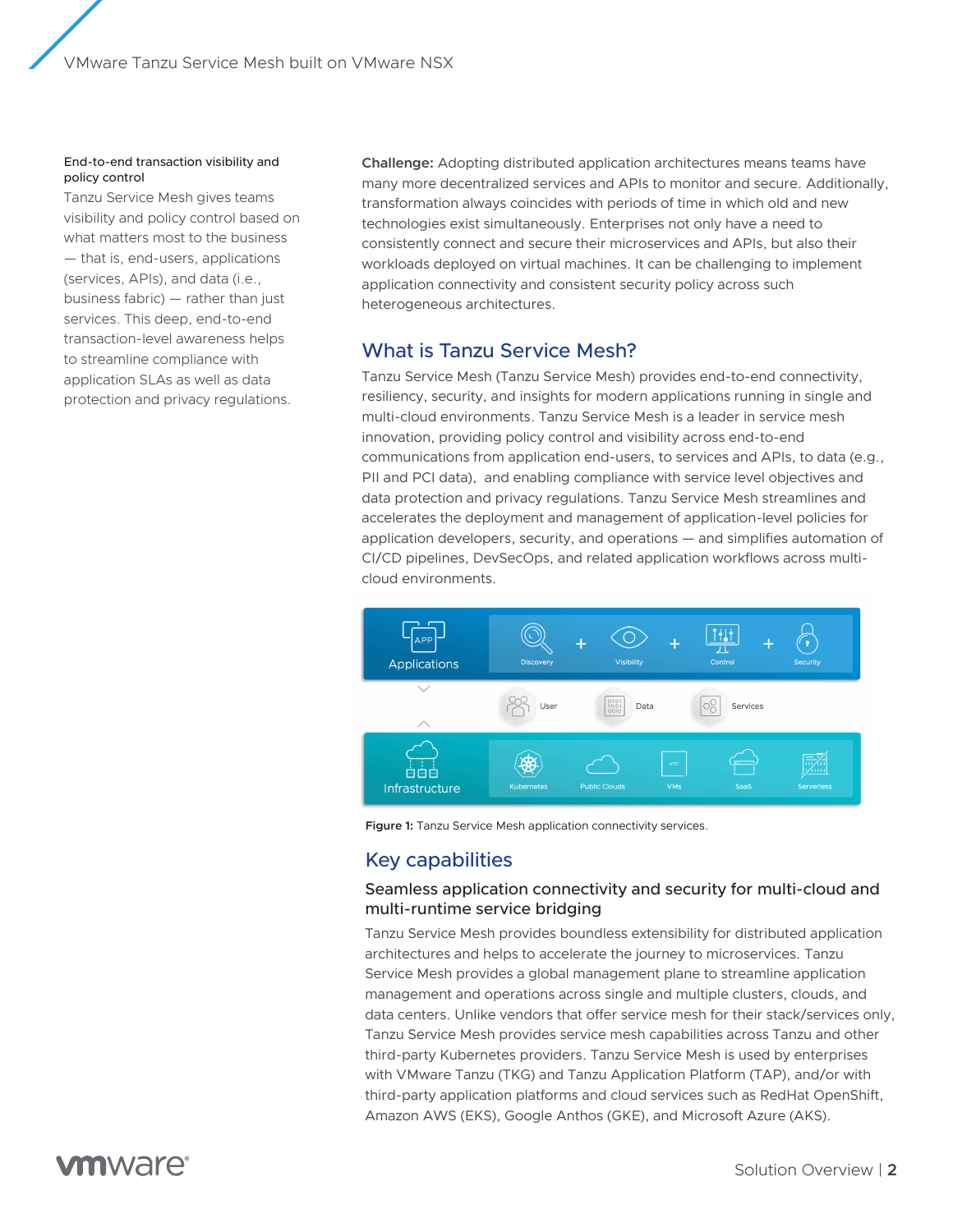**End-to-end transaction visibility and policy control**

Tanzu Service Mesh gives teams visibility and policy control based on what matters most to the business — that is, end-users, applications (services, APIs), and data (i.e., business fabric) — rather than just services. This deep, end-to-end transaction-level awareness helps to streamline compliance with application SLAs as well as data protection and privacy regulations.

**Challenge:** Adopting distributed application architectures means teams have many more decentralized services and APIs to monitor and secure. Additionally, transformation always coincides with periods of time in which old and new technologies exist simultaneously. Enterprises not only have a need to consistently connect and secure their microservices and APIs, but also their workloads deployed on virtual machines. It can be challenging to implement application connectivity and consistent security policy across such heterogeneous architectures.

## What is Tanzu Service Mesh?

Tanzu Service Mesh (Tanzu Service Mesh) provides end-to-end connectivity, resiliency, security, and insights for modern applications running in single and multi-cloud environments. Tanzu Service Mesh is a leader in service mesh innovation, providing policy control and visibility across end-to-end communications from application end-users, to services and APIs, to data (e.g., PII and PCI data), and enabling compliance with service level objectives and data protection and privacy regulations. Tanzu Service Mesh streamlines and accelerates the deployment and management of application-level policies for application developers, security, and operations — and simplifies automation of CI/CD pipelines, DevSecOps, and related application workflows across multi-cloud environments.

Applications: Discovery + Visibility + Control + Security

User | Data | Services

Infrastructure: Kubernetes | Public Clouds | VMs | SaaS | Serverless

**Figure 1:** Tanzu Service Mesh application connectivity services.

## Key capabilities

### Seamless application connectivity and security for multi-cloud and multi-runtime service bridging

Tanzu Service Mesh provides boundless extensibility for distributed application architectures and helps to accelerate the journey to microservices. Tanzu Service Mesh provides a global management plane to streamline application management and operations across single and multiple clusters, clouds, and data centers. Unlike vendors that offer service mesh for their stack/services only, Tanzu Service Mesh provides service mesh capabilities across Tanzu and other third-party Kubernetes providers. Tanzu Service Mesh is used by enterprises with VMware Tanzu (TKG) and Tanzu Application Platform (TAP), and/or with third-party application platforms and cloud services such as RedHat OpenShift, Amazon AWS (EKS), Google Anthos (GKE), and Microsoft Azure (AKS).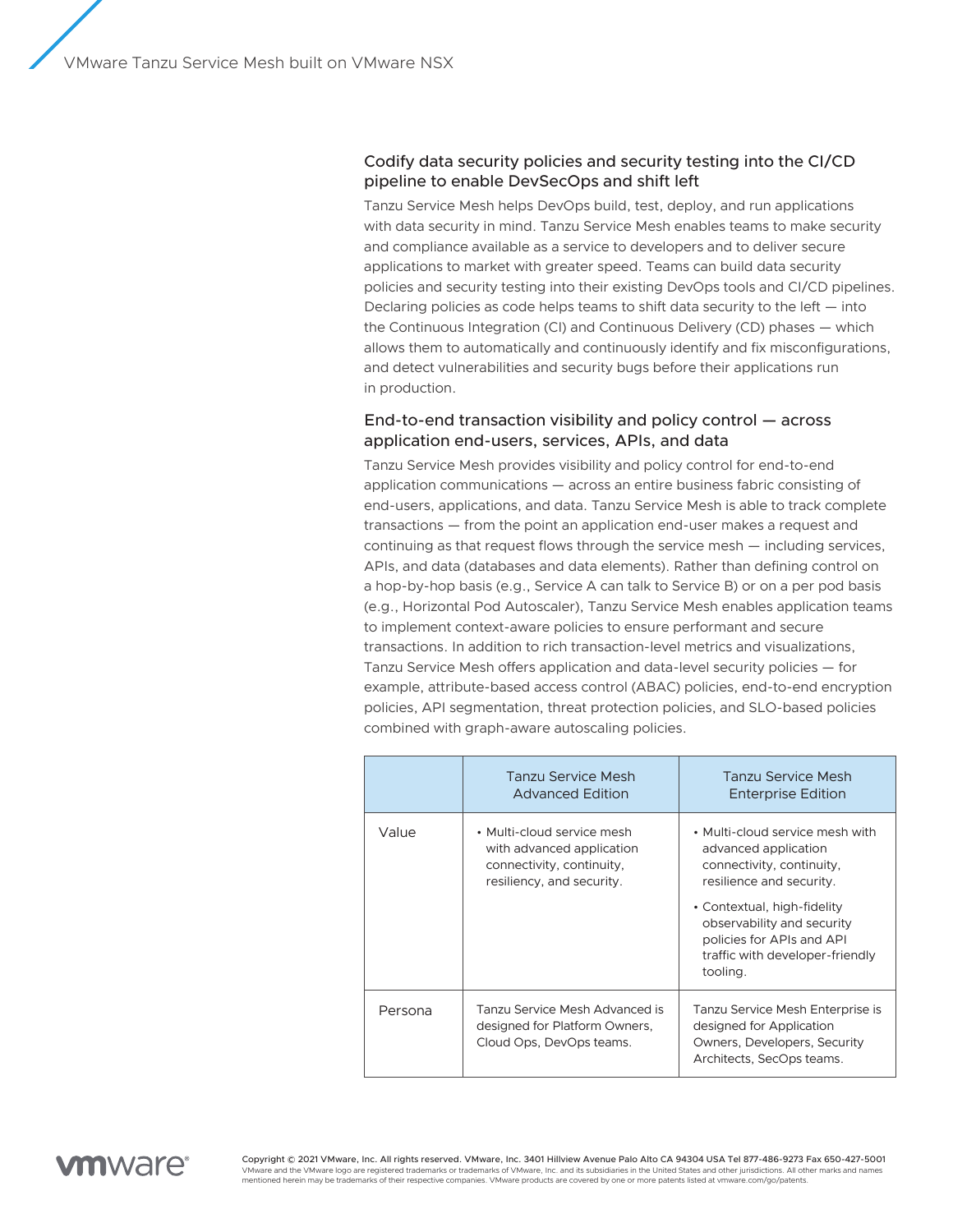### Codify data security policies and security testing into the CI/CD pipeline to enable DevSecOps and shift left

Tanzu Service Mesh helps DevOps build, test, deploy, and run applications with data security in mind. Tanzu Service Mesh enables teams to make security and compliance available as a service to developers and to deliver secure applications to market with greater speed. Teams can build data security policies and security testing into their existing DevOps tools and CI/CD pipelines. Declaring policies as code helps teams to shift data security to the left — into the Continuous Integration (CI) and Continuous Delivery (CD) phases — which allows them to automatically and continuously identify and fix misconfigurations, and detect vulnerabilities and security bugs before their applications run in production.

### End-to-end transaction visibility and policy control — across application end-users, services, APIs, and data

Tanzu Service Mesh provides visibility and policy control for end-to-end application communications — across an entire business fabric consisting of end-users, applications, and data. Tanzu Service Mesh is able to track complete transactions — from the point an application end-user makes a request and continuing as that request flows through the service mesh — including services, APIs, and data (databases and data elements). Rather than defining control on a hop-by-hop basis (e.g., Service A can talk to Service B) or on a per pod basis (e.g., Horizontal Pod Autoscaler), Tanzu Service Mesh enables application teams to implement context-aware policies to ensure performant and secure transactions. In addition to rich transaction-level metrics and visualizations, Tanzu Service Mesh offers application and data-level security policies — for example, attribute-based access control (ABAC) policies, end-to-end encryption policies, API segmentation, threat protection policies, and SLO-based policies combined with graph-aware autoscaling policies.

| | Tanzu Service Mesh Advanced Edition | Tanzu Service Mesh Enterprise Edition |
|---|---|---|
| Value | • Multi-cloud service mesh with advanced application connectivity, continuity, resiliency, and security. | • Multi-cloud service mesh with advanced application connectivity, continuity, resilience and security.<br>• Contextual, high-fidelity observability and security policies for APIs and API traffic with developer-friendly tooling. |
| Persona | Tanzu Service Mesh Advanced is designed for Platform Owners, Cloud Ops, DevOps teams. | Tanzu Service Mesh Enterprise is designed for Application Owners, Developers, Security Architects, SecOps teams. |

Copyright © 2021 VMware, Inc. All rights reserved. VMware, Inc. 3401 Hillview Avenue Palo Alto CA 94304 USA Tel 877-486-9273 Fax 650-427-5001 VMware and the VMware logo are registered trademarks or trademarks of VMware, Inc. and its subsidiaries in the United States and other jurisdictions. All other marks and names mentioned herein may be trademarks of their respective companies. VMware products are covered by one or more patents listed at vmware.com/go/patents.